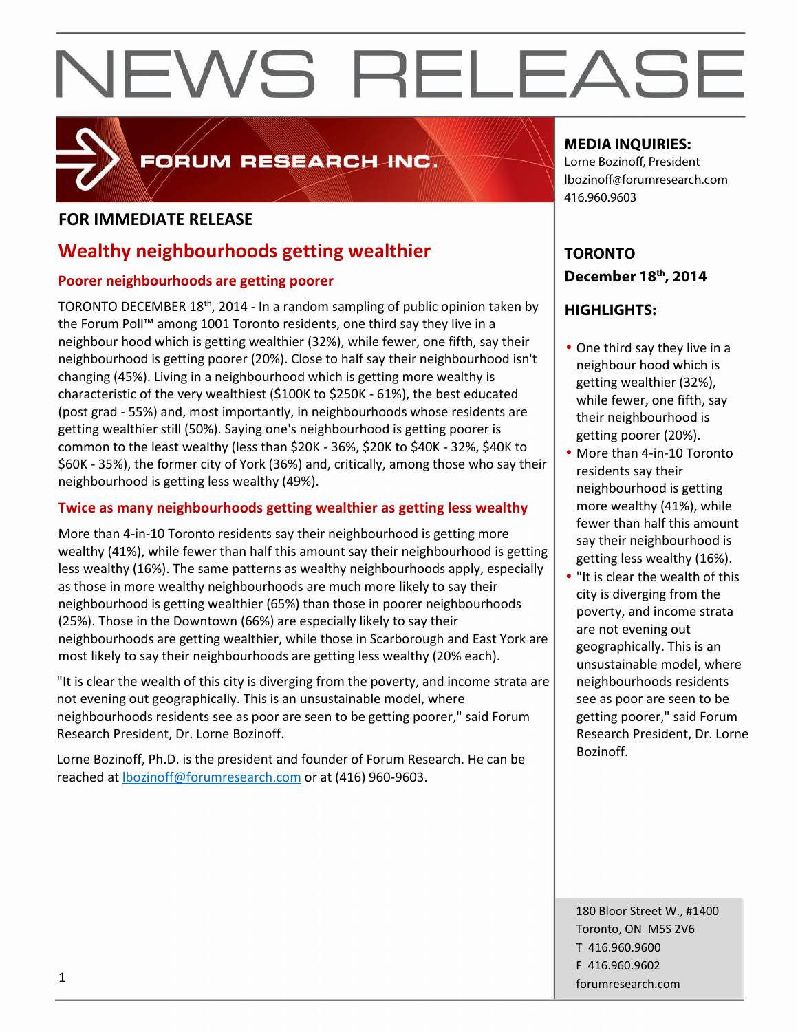# NEWS RELEASE

FORUM RESEARCH INC.

**MEDIA INQUIRIES:**
Lorne Bozinoff, President
lbozinoff@forumresearch.com
416.960.9603

**TORONTO**
**December 18th, 2014**

**FOR IMMEDIATE RELEASE**

## Wealthy neighbourhoods getting wealthier

### Poorer neighbourhoods are getting poorer

TORONTO DECEMBER 18th, 2014 - In a random sampling of public opinion taken by the Forum Poll™ among 1001 Toronto residents, one third say they live in a neighbour hood which is getting wealthier (32%), while fewer, one fifth, say their neighbourhood is getting poorer (20%). Close to half say their neighbourhood isn't changing (45%). Living in a neighbourhood which is getting more wealthy is characteristic of the very wealthiest ($100K to $250K - 61%), the best educated (post grad - 55%) and, most importantly, in neighbourhoods whose residents are getting wealthier still (50%). Saying one's neighbourhood is getting poorer is common to the least wealthy (less than $20K - 36%, $20K to $40K - 32%, $40K to $60K - 35%), the former city of York (36%) and, critically, among those who say their neighbourhood is getting less wealthy (49%).

### Twice as many neighbourhoods getting wealthier as getting less wealthy

More than 4-in-10 Toronto residents say their neighbourhood is getting more wealthy (41%), while fewer than half this amount say their neighbourhood is getting less wealthy (16%). The same patterns as wealthy neighbourhoods apply, especially as those in more wealthy neighbourhoods are much more likely to say their neighbourhood is getting wealthier (65%) than those in poorer neighbourhoods (25%). Those in the Downtown (66%) are especially likely to say their neighbourhoods are getting wealthier, while those in Scarborough and East York are most likely to say their neighbourhoods are getting less wealthy (20% each).

"It is clear the wealth of this city is diverging from the poverty, and income strata are not evening out geographically. This is an unsustainable model, where neighbourhoods residents see as poor are seen to be getting poorer," said Forum Research President, Dr. Lorne Bozinoff.

Lorne Bozinoff, Ph.D. is the president and founder of Forum Research. He can be reached at lbozinoff@forumresearch.com or at (416) 960-9603.

## HIGHLIGHTS:

- One third say they live in a neighbour hood which is getting wealthier (32%), while fewer, one fifth, say their neighbourhood is getting poorer (20%).
- More than 4-in-10 Toronto residents say their neighbourhood is getting more wealthy (41%), while fewer than half this amount say their neighbourhood is getting less wealthy (16%).
- "It is clear the wealth of this city is diverging from the poverty, and income strata are not evening out geographically. This is an unsustainable model, where neighbourhoods residents see as poor are seen to be getting poorer," said Forum Research President, Dr. Lorne Bozinoff.

180 Bloor Street W., #1400
Toronto, ON M5S 2V6
T 416.960.9600
F 416.960.9602
forumresearch.com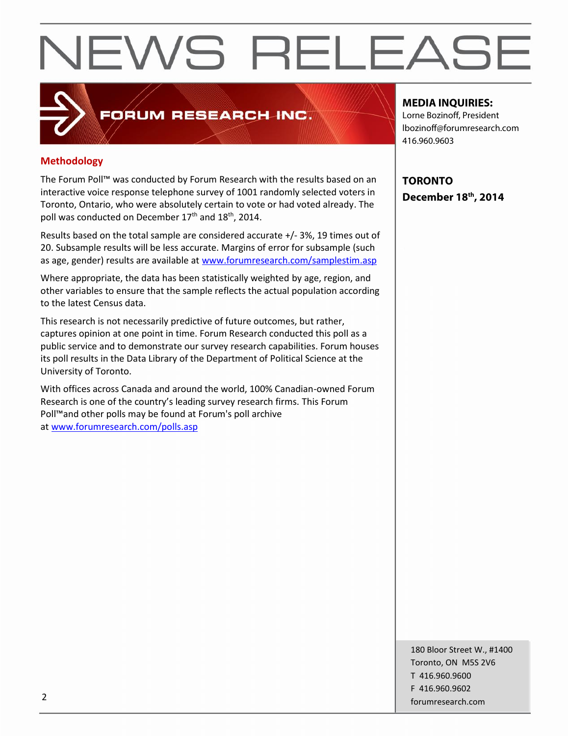# NEWS RELEASE

FORUM RESEARCH INC.

**MEDIA INQUIRIES:**
Lorne Bozinoff, President
lbozinoff@forumresearch.com
416.960.9603

**TORONTO**
**December 18th, 2014**

## Methodology

The Forum Poll™ was conducted by Forum Research with the results based on an interactive voice response telephone survey of 1001 randomly selected voters in Toronto, Ontario, who were absolutely certain to vote or had voted already. The poll was conducted on December 17th and 18th, 2014.

Results based on the total sample are considered accurate +/- 3%, 19 times out of 20. Subsample results will be less accurate. Margins of error for subsample (such as age, gender) results are available at www.forumresearch.com/samplestim.asp

Where appropriate, the data has been statistically weighted by age, region, and other variables to ensure that the sample reflects the actual population according to the latest Census data.

This research is not necessarily predictive of future outcomes, but rather, captures opinion at one point in time. Forum Research conducted this poll as a public service and to demonstrate our survey research capabilities. Forum houses its poll results in the Data Library of the Department of Political Science at the University of Toronto.

With offices across Canada and around the world, 100% Canadian-owned Forum Research is one of the country's leading survey research firms. This Forum Poll™and other polls may be found at Forum's poll archive at www.forumresearch.com/polls.asp

180 Bloor Street W., #1400
Toronto, ON M5S 2V6
T 416.960.9600
F 416.960.9602
forumresearch.com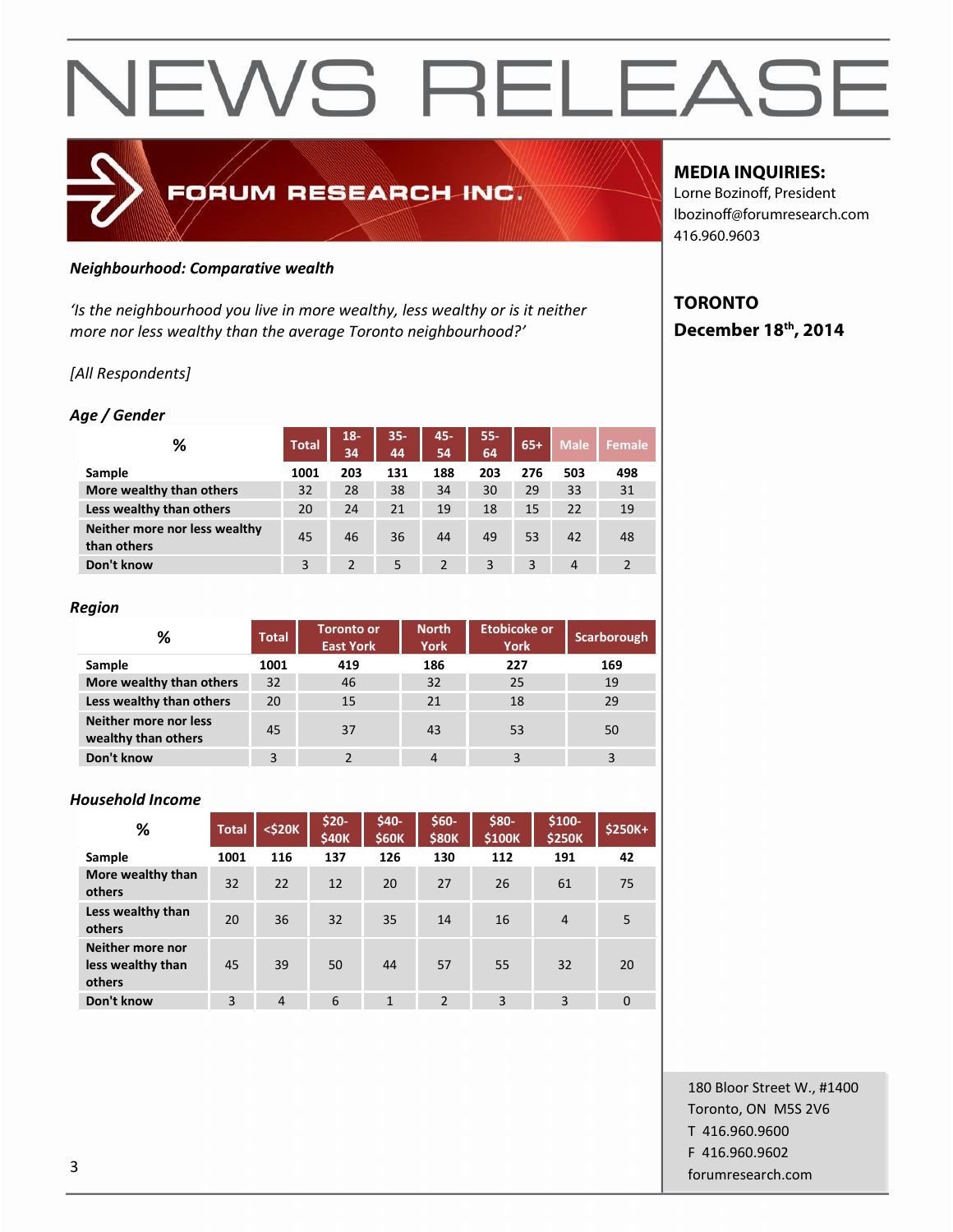# NEWS RELEASE

FORUM RESEARCH INC.

**MEDIA INQUIRIES:**
Lorne Bozinoff, President
lbozinoff@forumresearch.com
416.960.9603

**TORONTO**
**December 18th, 2014**

***Neighbourhood: Comparative wealth***

*'Is the neighbourhood you live in more wealthy, less wealthy or is it neither more nor less wealthy than the average Toronto neighbourhood?'*

*[All Respondents]*

***Age / Gender***

| % | Total | 18-34 | 35-44 | 45-54 | 55-64 | 65+ | Male | Female |
|---|---|---|---|---|---|---|---|---|
| **Sample** | **1001** | **203** | **131** | **188** | **203** | **276** | **503** | **498** |
| **More wealthy than others** | 32 | 28 | 38 | 34 | 30 | 29 | 33 | 31 |
| **Less wealthy than others** | 20 | 24 | 21 | 19 | 18 | 15 | 22 | 19 |
| **Neither more nor less wealthy than others** | 45 | 46 | 36 | 44 | 49 | 53 | 42 | 48 |
| **Don't know** | 3 | 2 | 5 | 2 | 3 | 3 | 4 | 2 |

***Region***

| % | Total | Toronto or East York | North York | Etobicoke or York | Scarborough |
|---|---|---|---|---|---|
| **Sample** | **1001** | **419** | **186** | **227** | **169** |
| **More wealthy than others** | 32 | 46 | 32 | 25 | 19 |
| **Less wealthy than others** | 20 | 15 | 21 | 18 | 29 |
| **Neither more nor less wealthy than others** | 45 | 37 | 43 | 53 | 50 |
| **Don't know** | 3 | 2 | 4 | 3 | 3 |

***Household Income***

| % | Total | <$20K | $20-$40K | $40-$60K | $60-$80K | $80-$100K | $100-$250K | $250K+ |
|---|---|---|---|---|---|---|---|---|
| **Sample** | **1001** | **116** | **137** | **126** | **130** | **112** | **191** | **42** |
| **More wealthy than others** | 32 | 22 | 12 | 20 | 27 | 26 | 61 | 75 |
| **Less wealthy than others** | 20 | 36 | 32 | 35 | 14 | 16 | 4 | 5 |
| **Neither more nor less wealthy than others** | 45 | 39 | 50 | 44 | 57 | 55 | 32 | 20 |
| **Don't know** | 3 | 4 | 6 | 1 | 2 | 3 | 3 | 0 |

180 Bloor Street W., #1400
Toronto, ON M5S 2V6
T 416.960.9600
F 416.960.9602
forumresearch.com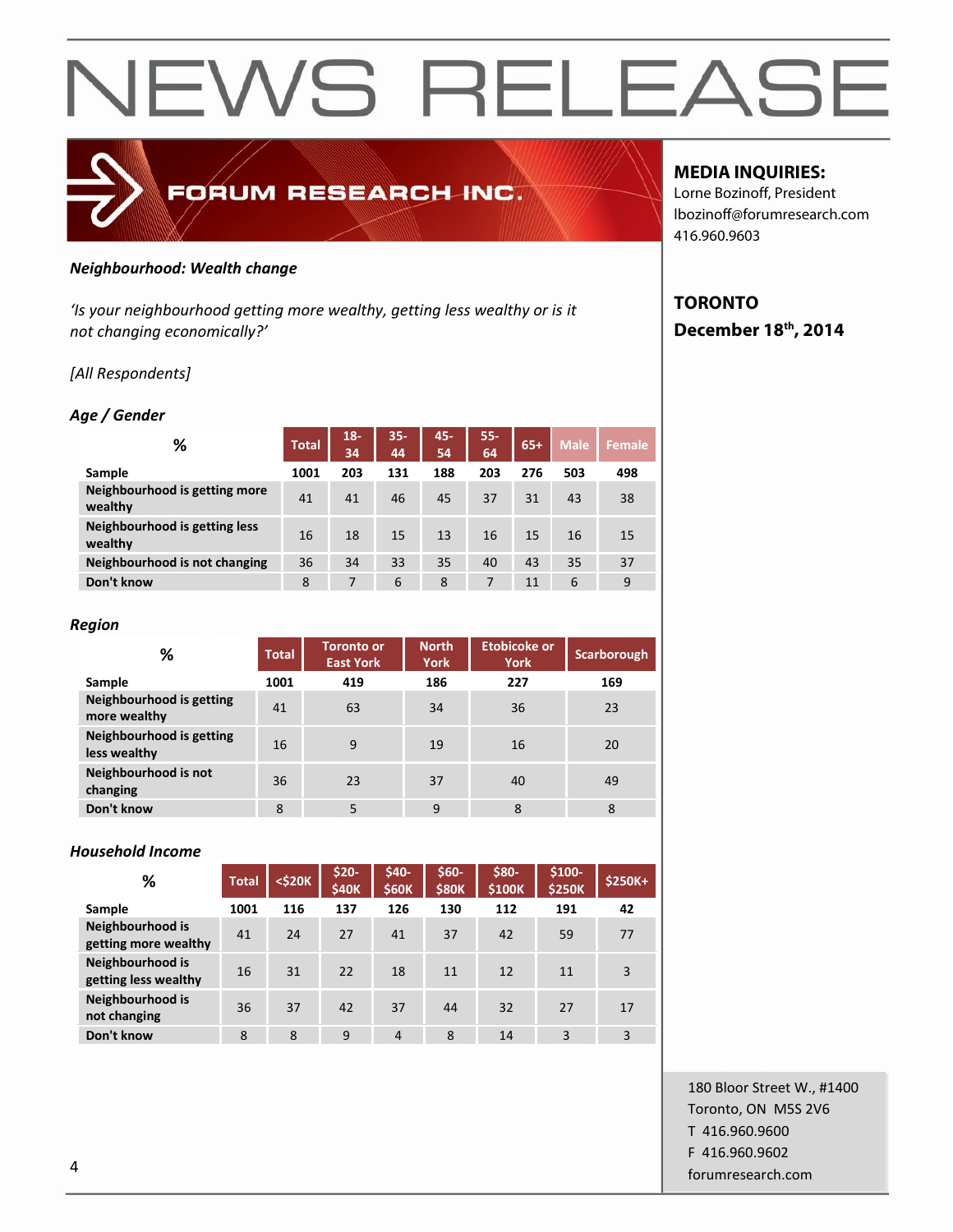# NEWS RELEASE

FORUM RESEARCH INC.

**MEDIA INQUIRIES:**
Lorne Bozinoff, President
lbozinoff@forumresearch.com
416.960.9603

**TORONTO**
**December 18th, 2014**

***Neighbourhood: Wealth change***

*'Is your neighbourhood getting more wealthy, getting less wealthy or is it not changing economically?'*

*[All Respondents]*

***Age / Gender***

| % | Total | 18-34 | 35-44 | 45-54 | 55-64 | 65+ | Male | Female |
|---|---|---|---|---|---|---|---|---|
| Sample | 1001 | 203 | 131 | 188 | 203 | 276 | 503 | 498 |
| Neighbourhood is getting more wealthy | 41 | 41 | 46 | 45 | 37 | 31 | 43 | 38 |
| Neighbourhood is getting less wealthy | 16 | 18 | 15 | 13 | 16 | 15 | 16 | 15 |
| Neighbourhood is not changing | 36 | 34 | 33 | 35 | 40 | 43 | 35 | 37 |
| Don't know | 8 | 7 | 6 | 8 | 7 | 11 | 6 | 9 |

***Region***

| % | Total | Toronto or East York | North York | Etobicoke or York | Scarborough |
|---|---|---|---|---|---|
| Sample | 1001 | 419 | 186 | 227 | 169 |
| Neighbourhood is getting more wealthy | 41 | 63 | 34 | 36 | 23 |
| Neighbourhood is getting less wealthy | 16 | 9 | 19 | 16 | 20 |
| Neighbourhood is not changing | 36 | 23 | 37 | 40 | 49 |
| Don't know | 8 | 5 | 9 | 8 | 8 |

***Household Income***

| % | Total | <$20K | $20-$40K | $40-$60K | $60-$80K | $80-$100K | $100-$250K | $250K+ |
|---|---|---|---|---|---|---|---|---|
| Sample | 1001 | 116 | 137 | 126 | 130 | 112 | 191 | 42 |
| Neighbourhood is getting more wealthy | 41 | 24 | 27 | 41 | 37 | 42 | 59 | 77 |
| Neighbourhood is getting less wealthy | 16 | 31 | 22 | 18 | 11 | 12 | 11 | 3 |
| Neighbourhood is not changing | 36 | 37 | 42 | 37 | 44 | 32 | 27 | 17 |
| Don't know | 8 | 8 | 9 | 4 | 8 | 14 | 3 | 3 |

180 Bloor Street W., #1400
Toronto, ON M5S 2V6
T 416.960.9600
F 416.960.9602
forumresearch.com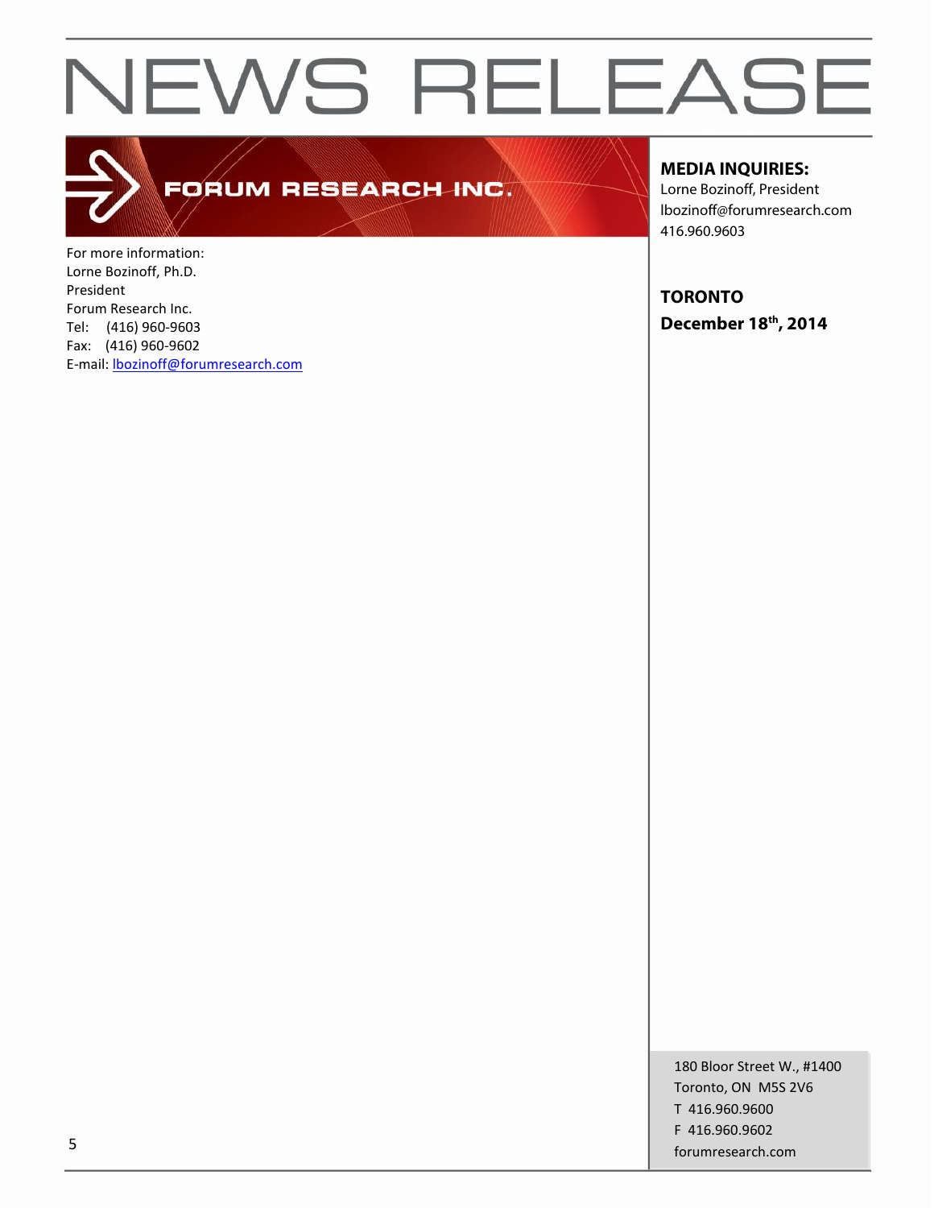# NEWS RELEASE

FORUM RESEARCH INC.

For more information:
Lorne Bozinoff, Ph.D.
President
Forum Research Inc.
Tel: (416) 960-9603
Fax: (416) 960-9602
E-mail: lbozinoff@forumresearch.com

**MEDIA INQUIRIES:**
Lorne Bozinoff, President
lbozinoff@forumresearch.com
416.960.9603

**TORONTO**
**December 18th, 2014**

180 Bloor Street W., #1400
Toronto, ON M5S 2V6
T 416.960.9600
F 416.960.9602
forumresearch.com